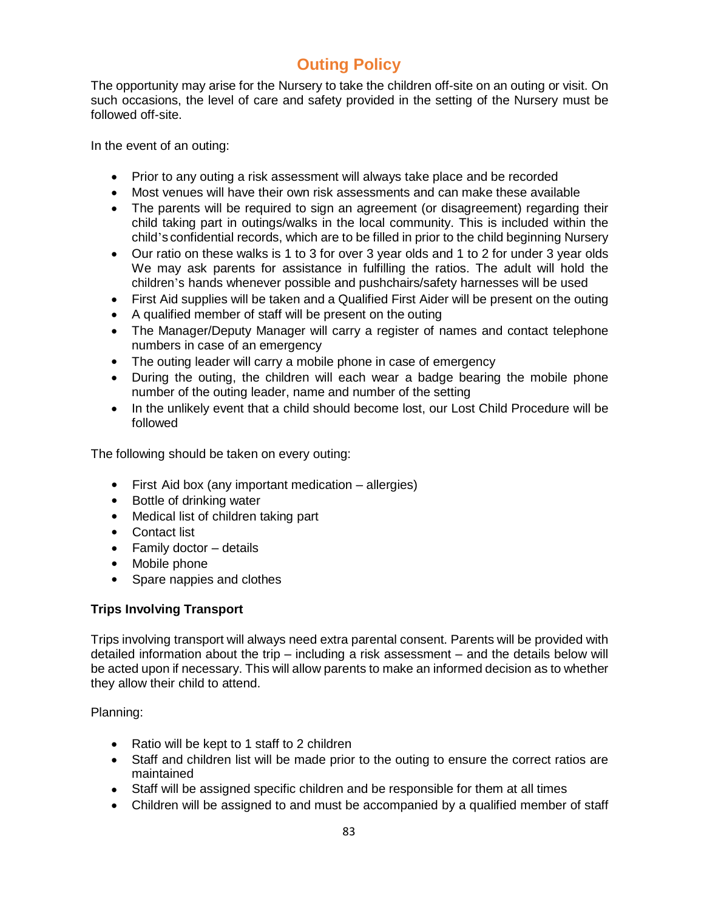# Outing Policy

The opportunity may arise for the Nursery to take the children off-site on an outing or visit. On such occasions, the level of care and safety provided in the setting of the Nursery must be followed off-site.

In the event of an outing:

- Prior to any outing a risk assessment will always take place and be recorded
- Most venues will have their own risk assessments and can make these available
- The parents will be required to sign an agreement (or disagreement) regarding their child taking part in outings/walks in the local community. This is included within the child's confidential records, which are to be filled in prior to the child beginning Nursery
- Our ratio on these walks is 1 to 3 for over 3 year olds and 1 to 2 for under 3 year olds We may ask parents for assistance in fulfilling the ratios. The adult will hold the children's hands whenever possible and pushchairs/safety harnesses will be used
- First Aid supplies will be taken and a Qualified First Aider will be present on the outing
- A qualified member of staff will be present on the outing
- The Manager/Deputy Manager will carry a register of names and contact telephone numbers in case of an emergency
- The outing leader will carry a mobile phone in case of emergency
- During the outing, the children will each wear a badge bearing the mobile phone number of the outing leader, name and number of the setting
- In the unlikely event that a child should become lost, our Lost Child Procedure will be followed

The following should be taken on every outing:

- First Aid box (any important medication – allergies)
- Bottle of drinking water
- Medical list of children taking part
- Contact list
- Family doctor – details
- Mobile phone
- Spare nappies and clothes

**Trips Involving Transport**

Trips involving transport will always need extra parental consent. Parents will be provided with detailed information about the trip – including a risk assessment – and the details below will be acted upon if necessary. This will allow parents to make an informed decision as to whether they allow their child to attend.

Planning:

- Ratio will be kept to 1 staff to 2 children
- Staff and children list will be made prior to the outing to ensure the correct ratios are maintained
- Staff will be assigned specific children and be responsible for them at all times
- Children will be assigned to and must be accompanied by a qualified member of staff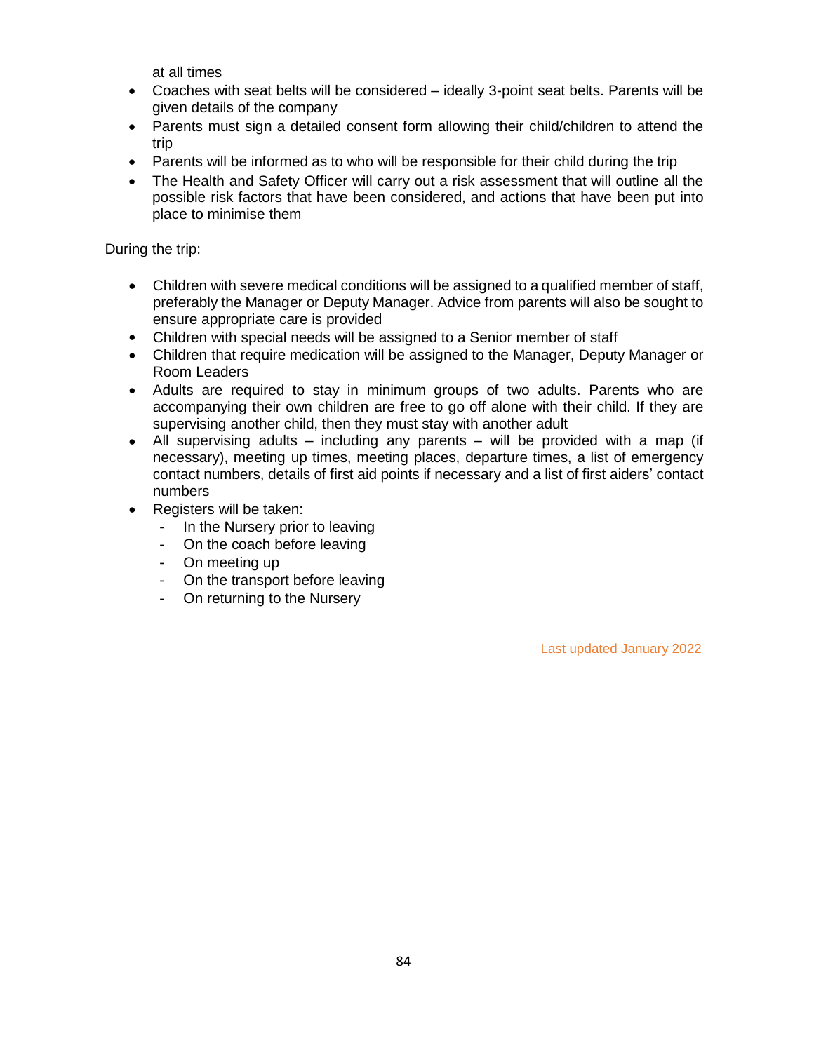at all times

- Coaches with seat belts will be considered – ideally 3-point seat belts. Parents will be given details of the company
- Parents must sign a detailed consent form allowing their child/children to attend the trip
- Parents will be informed as to who will be responsible for their child during the trip
- The Health and Safety Officer will carry out a risk assessment that will outline all the possible risk factors that have been considered, and actions that have been put into place to minimise them

During the trip:

- Children with severe medical conditions will be assigned to a qualified member of staff, preferably the Manager or Deputy Manager. Advice from parents will also be sought to ensure appropriate care is provided
- Children with special needs will be assigned to a Senior member of staff
- Children that require medication will be assigned to the Manager, Deputy Manager or Room Leaders
- Adults are required to stay in minimum groups of two adults. Parents who are accompanying their own children are free to go off alone with their child. If they are supervising another child, then they must stay with another adult
- All supervising adults – including any parents – will be provided with a map (if necessary), meeting up times, meeting places, departure times, a list of emergency contact numbers, details of first aid points if necessary and a list of first aiders' contact numbers
- Registers will be taken:
  - In the Nursery prior to leaving
  - On the coach before leaving
  - On meeting up
  - On the transport before leaving
  - On returning to the Nursery

Last updated January 2022